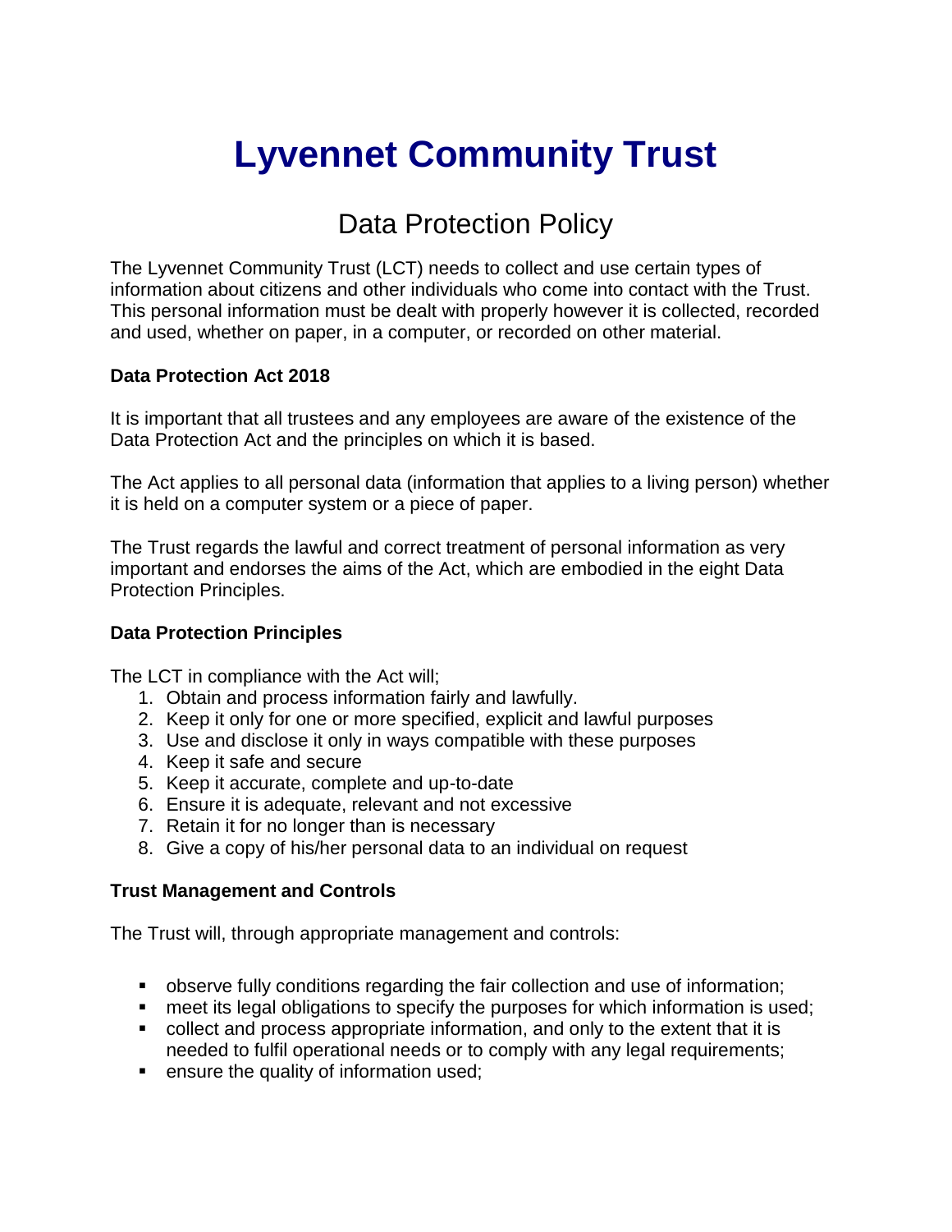# Lyvennet Community Trust

## Data Protection Policy

The Lyvennet Community Trust (LCT) needs to collect and use certain types of information about citizens and other individuals who come into contact with the Trust. This personal information must be dealt with properly however it is collected, recorded and used, whether on paper, in a computer, or recorded on other material.

**Data Protection Act 2018**

It is important that all trustees and any employees are aware of the existence of the Data Protection Act and the principles on which it is based.

The Act applies to all personal data (information that applies to a living person) whether it is held on a computer system or a piece of paper.

The Trust regards the lawful and correct treatment of personal information as very important and endorses the aims of the Act, which are embodied in the eight Data Protection Principles.

**Data Protection Principles**

The LCT in compliance with the Act will;

1. Obtain and process information fairly and lawfully.
2. Keep it only for one or more specified, explicit and lawful purposes
3. Use and disclose it only in ways compatible with these purposes
4. Keep it safe and secure
5. Keep it accurate, complete and up-to-date
6. Ensure it is adequate, relevant and not excessive
7. Retain it for no longer than is necessary
8. Give a copy of his/her personal data to an individual on request

**Trust Management and Controls**

The Trust will, through appropriate management and controls:

- observe fully conditions regarding the fair collection and use of information;
- meet its legal obligations to specify the purposes for which information is used;
- collect and process appropriate information, and only to the extent that it is needed to fulfil operational needs or to comply with any legal requirements;
- ensure the quality of information used;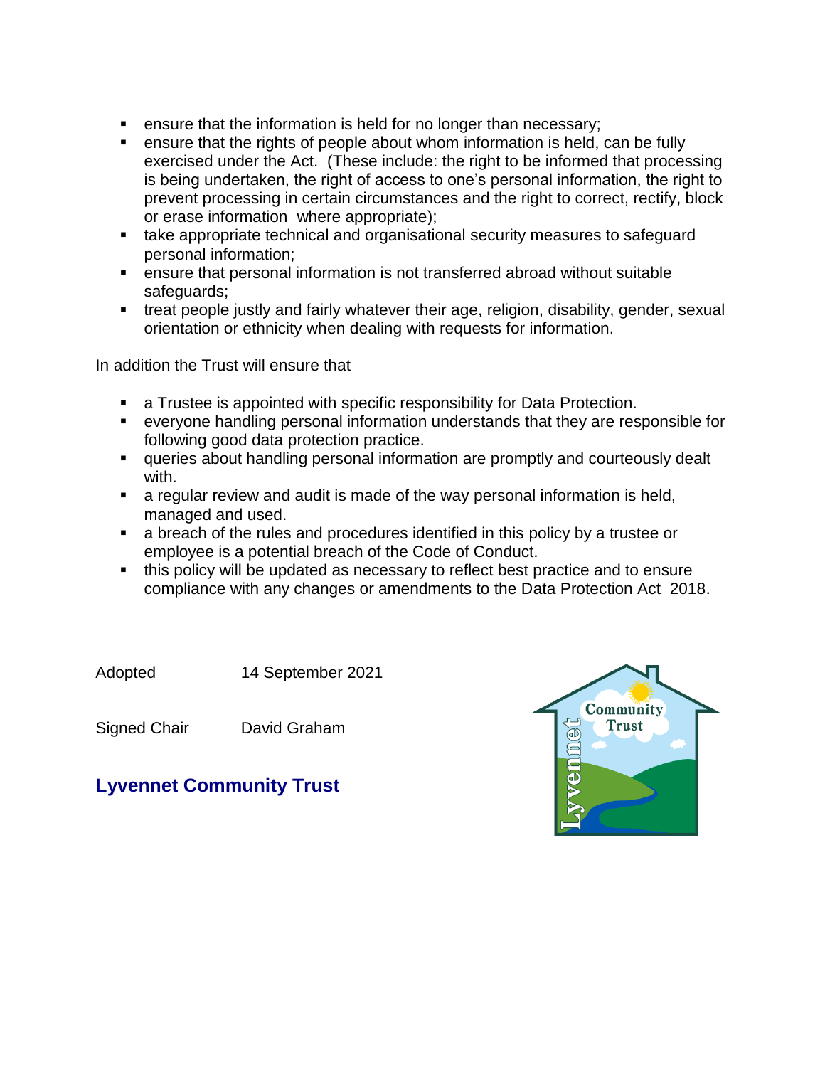- ensure that the information is held for no longer than necessary;
- ensure that the rights of people about whom information is held, can be fully exercised under the Act. (These include: the right to be informed that processing is being undertaken, the right of access to one's personal information, the right to prevent processing in certain circumstances and the right to correct, rectify, block or erase information where appropriate);
- take appropriate technical and organisational security measures to safeguard personal information;
- ensure that personal information is not transferred abroad without suitable safeguards;
- treat people justly and fairly whatever their age, religion, disability, gender, sexual orientation or ethnicity when dealing with requests for information.

In addition the Trust will ensure that

- a Trustee is appointed with specific responsibility for Data Protection.
- everyone handling personal information understands that they are responsible for following good data protection practice.
- queries about handling personal information are promptly and courteously dealt with.
- a regular review and audit is made of the way personal information is held, managed and used.
- a breach of the rules and procedures identified in this policy by a trustee or employee is a potential breach of the Code of Conduct.
- this policy will be updated as necessary to reflect best practice and to ensure compliance with any changes or amendments to the Data Protection Act 2018.

Adopted 14 September 2021

Signed Chair David Graham

**Lyvennet Community Trust**